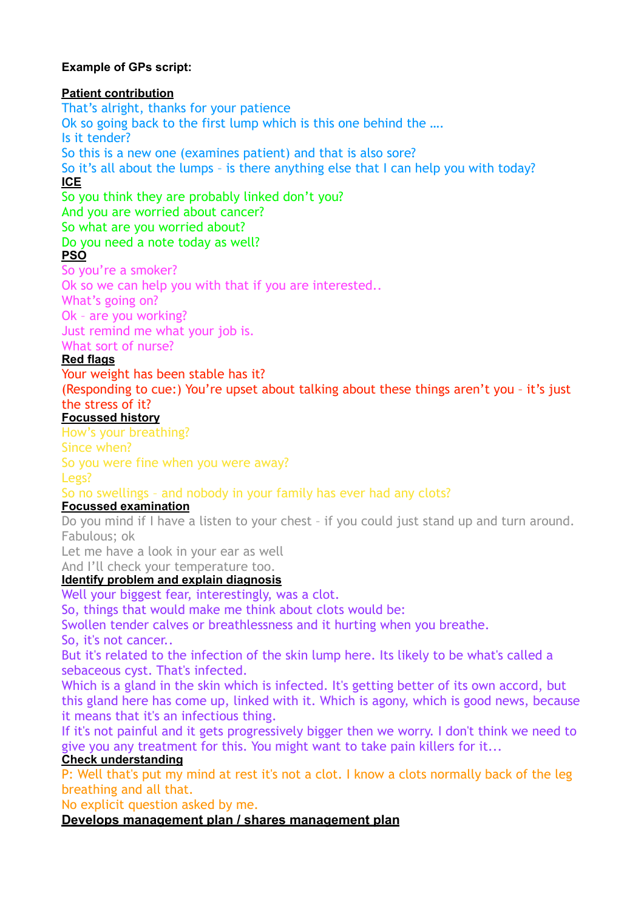**Example of GPs script:**

**Patient contribution**

That's alright, thanks for your patience
Ok so going back to the first lump which is this one behind the ….
Is it tender?
So this is a new one (examines patient) and that is also sore?
So it's all about the lumps – is there anything else that I can help you with today?

**ICE**

So you think they are probably linked don't you?
And you are worried about cancer?
So what are you worried about?
Do you need a note today as well?

**PSO**

So you're a smoker?
Ok so we can help you with that if you are interested..
What's going on?
Ok – are you working?
Just remind me what your job is.
What sort of nurse?

**Red flags**

Your weight has been stable has it?
(Responding to cue:) You're upset about talking about these things aren't you – it's just the stress of it?

**Focussed history**

How's your breathing?
Since when?
So you were fine when you were away?
Legs?
So no swellings – and nobody in your family has ever had any clots?

**Focussed examination**

Do you mind if I have a listen to your chest – if you could just stand up and turn around.
Fabulous; ok
Let me have a look in your ear as well
And I'll check your temperature too.

**Identify problem and explain diagnosis**

Well your biggest fear, interestingly, was a clot.
So, things that would make me think about clots would be:
Swollen tender calves or breathlessness and it hurting when you breathe.
So, it's not cancer..
But it's related to the infection of the skin lump here. Its likely to be what's called a sebaceous cyst. That's infected.
Which is a gland in the skin which is infected. It's getting better of its own accord, but this gland here has come up, linked with it. Which is agony, which is good news, because it means that it's an infectious thing.
If it's not painful and it gets progressively bigger then we worry. I don't think we need to give you any treatment for this. You might want to take pain killers for it...

**Check understanding**

P: Well that's put my mind at rest it's not a clot. I know a clots normally back of the leg breathing and all that.
No explicit question asked by me.

**Develops management plan / shares management plan**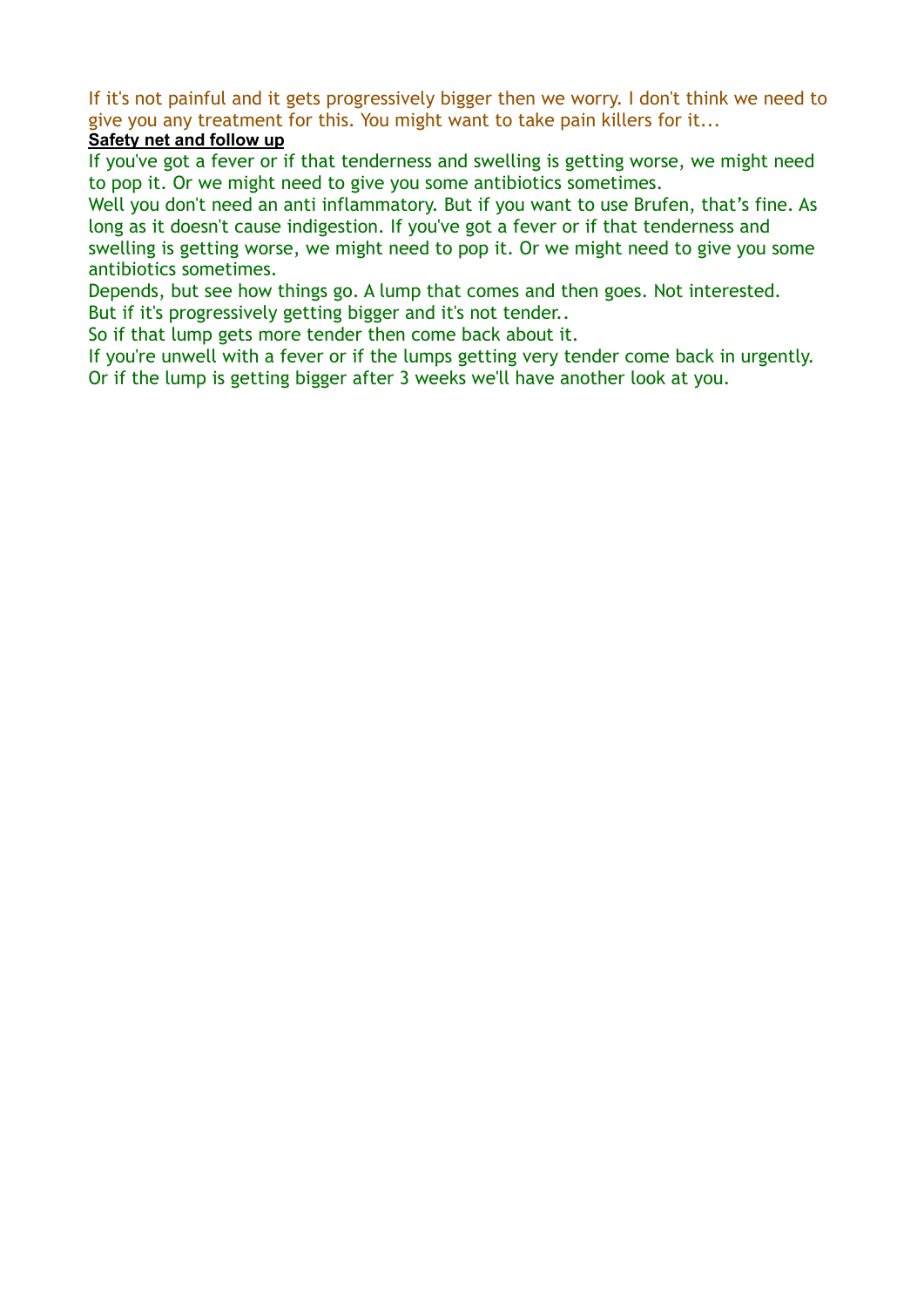If it's not painful and it gets progressively bigger then we worry. I don't think we need to give you any treatment for this. You might want to take pain killers for it...

**Safety net and follow up**

If you've got a fever or if that tenderness and swelling is getting worse, we might need to pop it. Or we might need to give you some antibiotics sometimes.

Well you don't need an anti inflammatory. But if you want to use Brufen, that's fine. As long as it doesn't cause indigestion. If you've got a fever or if that tenderness and swelling is getting worse, we might need to pop it. Or we might need to give you some antibiotics sometimes.

Depends, but see how things go. A lump that comes and then goes. Not interested.

But if it's progressively getting bigger and it's not tender..

So if that lump gets more tender then come back about it.

If you're unwell with a fever or if the lumps getting very tender come back in urgently.

Or if the lump is getting bigger after 3 weeks we'll have another look at you.